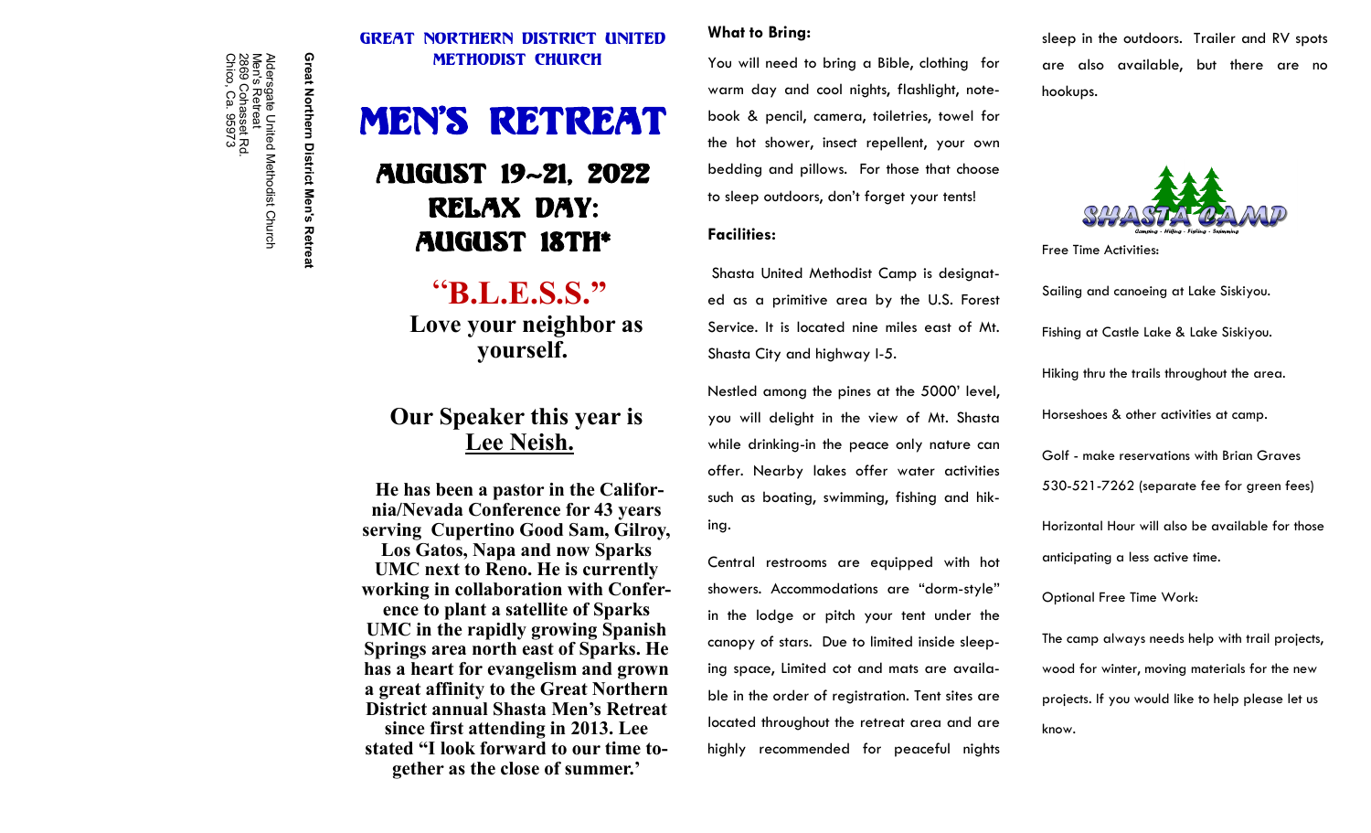**Great Northern District Men's Retreat**

Aldersgate United Methodist Church
Men's Retreat
2869 Cohasset Rd.
Chico, Ca. 95973

## GREAT NORTHERN DISTRICT UNITED METHODIST CHURCH

# MEN'S RETREAT

## AUGUST 19~21, 2022
## RELAX DAY: AUGUST 18TH*

## "B.L.E.S.S."

**Love your neighbor as yourself.**

## Our Speaker this year is Lee Neish.

**He has been a pastor in the California/Nevada Conference for 43 years serving Cupertino Good Sam, Gilroy, Los Gatos, Napa and now Sparks UMC next to Reno. He is currently working in collaboration with Conference to plant a satellite of Sparks UMC in the rapidly growing Spanish Springs area north east of Sparks. He has a heart for evangelism and grown a great affinity to the Great Northern District annual Shasta Men's Retreat since first attending in 2013. Lee stated "I look forward to our time together as the close of summer.'**

### What to Bring:

You will need to bring a Bible, clothing for warm day and cool nights, flashlight, notebook & pencil, camera, toiletries, towel for the hot shower, insect repellent, your own bedding and pillows. For those that choose to sleep outdoors, don't forget your tents!

### Facilities:

Shasta United Methodist Camp is designated as a primitive area by the U.S. Forest Service. It is located nine miles east of Mt. Shasta City and highway I-5.

Nestled among the pines at the 5000' level, you will delight in the view of Mt. Shasta while drinking-in the peace only nature can offer. Nearby lakes offer water activities such as boating, swimming, fishing and hiking.

Central restrooms are equipped with hot showers. Accommodations are "dorm-style" in the lodge or pitch your tent under the canopy of stars. Due to limited inside sleeping space, Limited cot and mats are available in the order of registration. Tent sites are located throughout the retreat area and are highly recommended for peaceful nights sleep in the outdoors. Trailer and RV spots are also available, but there are no hookups.

SHASTA CAMP
Camping - Hiking - Fishing - Swimming

Free Time Activities:

Sailing and canoeing at Lake Siskiyou.

Fishing at Castle Lake & Lake Siskiyou.

Hiking thru the trails throughout the area.

Horseshoes & other activities at camp.

Golf - make reservations with Brian Graves 530-521-7262 (separate fee for green fees)

Horizontal Hour will also be available for those anticipating a less active time.

Optional Free Time Work:

The camp always needs help with trail projects, wood for winter, moving materials for the new projects. If you would like to help please let us know.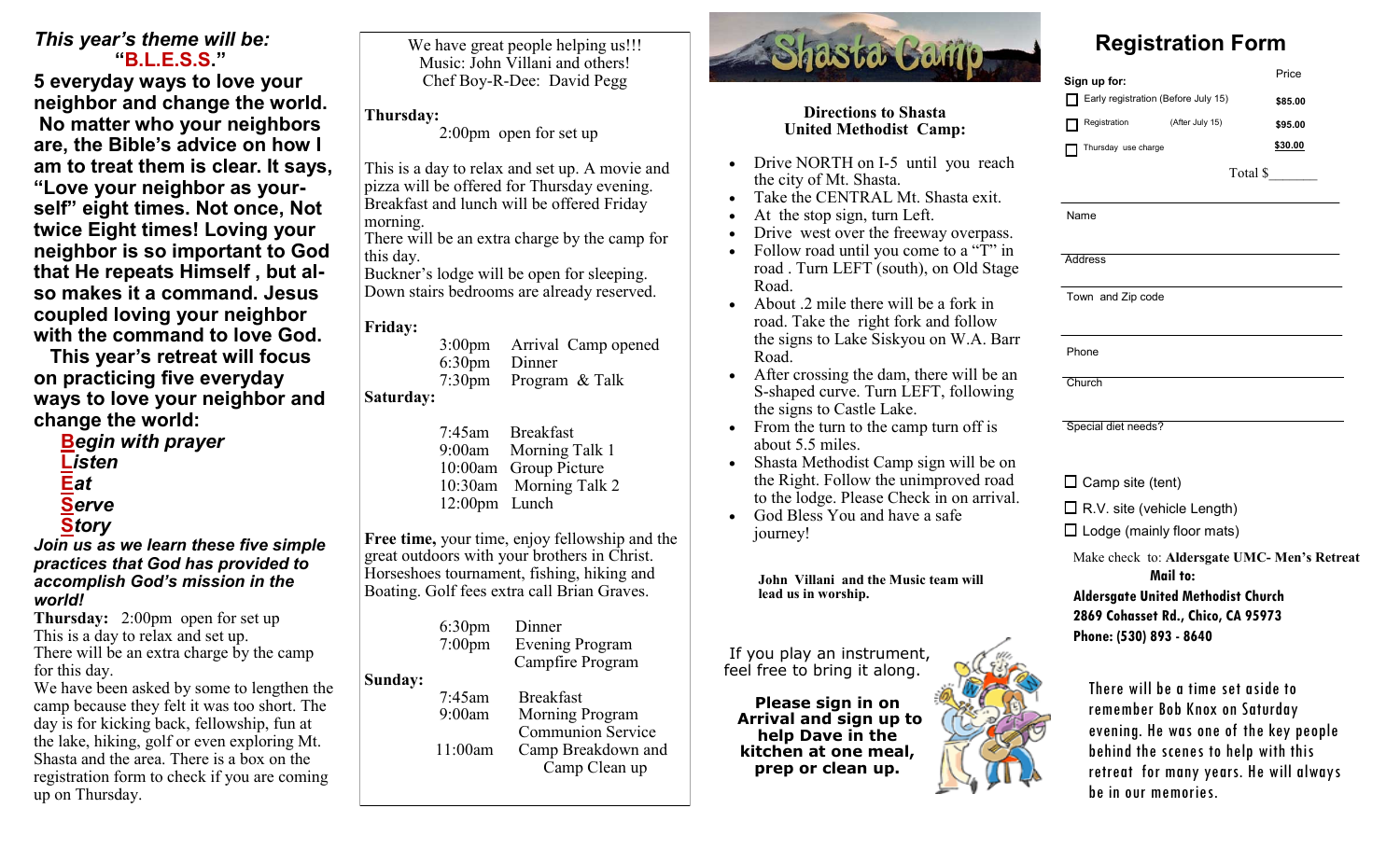***This year's theme will be:***
***"B.L.E.S.S."***

**5 everyday ways to love your neighbor and change the world. No matter who your neighbors are, the Bible's advice on how I am to treat them is clear. It says, "Love your neighbor as your-self" eight times. Not once, Not twice Eight times! Loving your neighbor is so important to God that He repeats Himself , but also makes it a command. Jesus coupled loving your neighbor with the command to love God.**

**This year's retreat will focus on practicing five everyday ways to love your neighbor and change the world:**

- ***Begin with prayer***
- ***Listen***
- ***Eat***
- ***Serve***
- ***Story***

***Join us as we learn these five simple practices that God has provided to accomplish God's mission in the world!***

**Thursday:** 2:00pm open for set up
This is a day to relax and set up.
There will be an extra charge by the camp for this day.
We have been asked by some to lengthen the camp because they felt it was too short. The day is for kicking back, fellowship, fun at the lake, hiking, golf or even exploring Mt. Shasta and the area. There is a box on the registration form to check if you are coming up on Thursday.

We have great people helping us!!!
Music: John Villani and others!
Chef Boy-R-Dee: David Pegg

**Thursday:**
2:00pm open for set up

This is a day to relax and set up. A movie and pizza will be offered for Thursday evening. Breakfast and lunch will be offered Friday morning.
There will be an extra charge by the camp for this day.
Buckner's lodge will be open for sleeping. Down stairs bedrooms are already reserved.

**Friday:**

| | |
|---|---|
| 3:00pm | Arrival Camp opened |
| 6:30pm | Dinner |
| 7:30pm | Program & Talk |

**Saturday:**

| | |
|---|---|
| 7:45am | Breakfast |
| 9:00am | Morning Talk 1 |
| 10:00am | Group Picture |
| 10:30am | Morning Talk 2 |
| 12:00pm | Lunch |

**Free time,** your time, enjoy fellowship and the great outdoors with your brothers in Christ. Horseshoes tournament, fishing, hiking and Boating. Golf fees extra call Brian Graves.

| | |
|---|---|
| 6:30pm | Dinner |
| 7:00pm | Evening Program<br>Campfire Program |

**Sunday:**

| | |
|---|---|
| 7:45am | Breakfast |
| 9:00am | Morning Program<br>Communion Service |
| 11:00am | Camp Breakdown and Camp Clean up |

# Shasta Camp

**Directions to Shasta United Methodist Camp:**

- Drive NORTH on I-5 until you reach the city of Mt. Shasta.
- Take the CENTRAL Mt. Shasta exit.
- At the stop sign, turn Left.
- Drive west over the freeway overpass.
- Follow road until you come to a "T" in road . Turn LEFT (south), on Old Stage Road.
- About .2 mile there will be a fork in road. Take the right fork and follow the signs to Lake Siskyou on W.A. Barr Road.
- After crossing the dam, there will be an S-shaped curve. Turn LEFT, following the signs to Castle Lake.
- From the turn to the camp turn off is about 5.5 miles.
- Shasta Methodist Camp sign will be on the Right. Follow the unimproved road to the lodge. Please Check in on arrival.
- God Bless You and have a safe journey!

**John Villani and the Music team will lead us in worship.**

If you play an instrument, feel free to bring it along.

**Please sign in on Arrival and sign up to help Dave in the kitchen at one meal, prep or clean up.**

## Registration Form

| Sign up for: | Price |
|---|---|
| ☐ Early registration (Before July 15) | $85.00 |
| ☐ Registration (After July 15) | $95.00 |
| ☐ Thursday use charge | $30.00 |

Total $_______

Name

Address

Town and Zip code

Phone

Church

Special diet needs?

☐ Camp site (tent)

☐ R.V. site (vehicle Length)

☐ Lodge (mainly floor mats)

Make check to: **Aldersgate UMC- Men's Retreat**

**Mail to:**
**Aldersgate United Methodist Church**
**2869 Cohasset Rd., Chico, CA 95973**
**Phone: (530) 893 - 8640**

There will be a time set aside to remember Bob Knox on Saturday evening. He was one of the key people behind the scenes to help with this retreat for many years. He will always be in our memories.